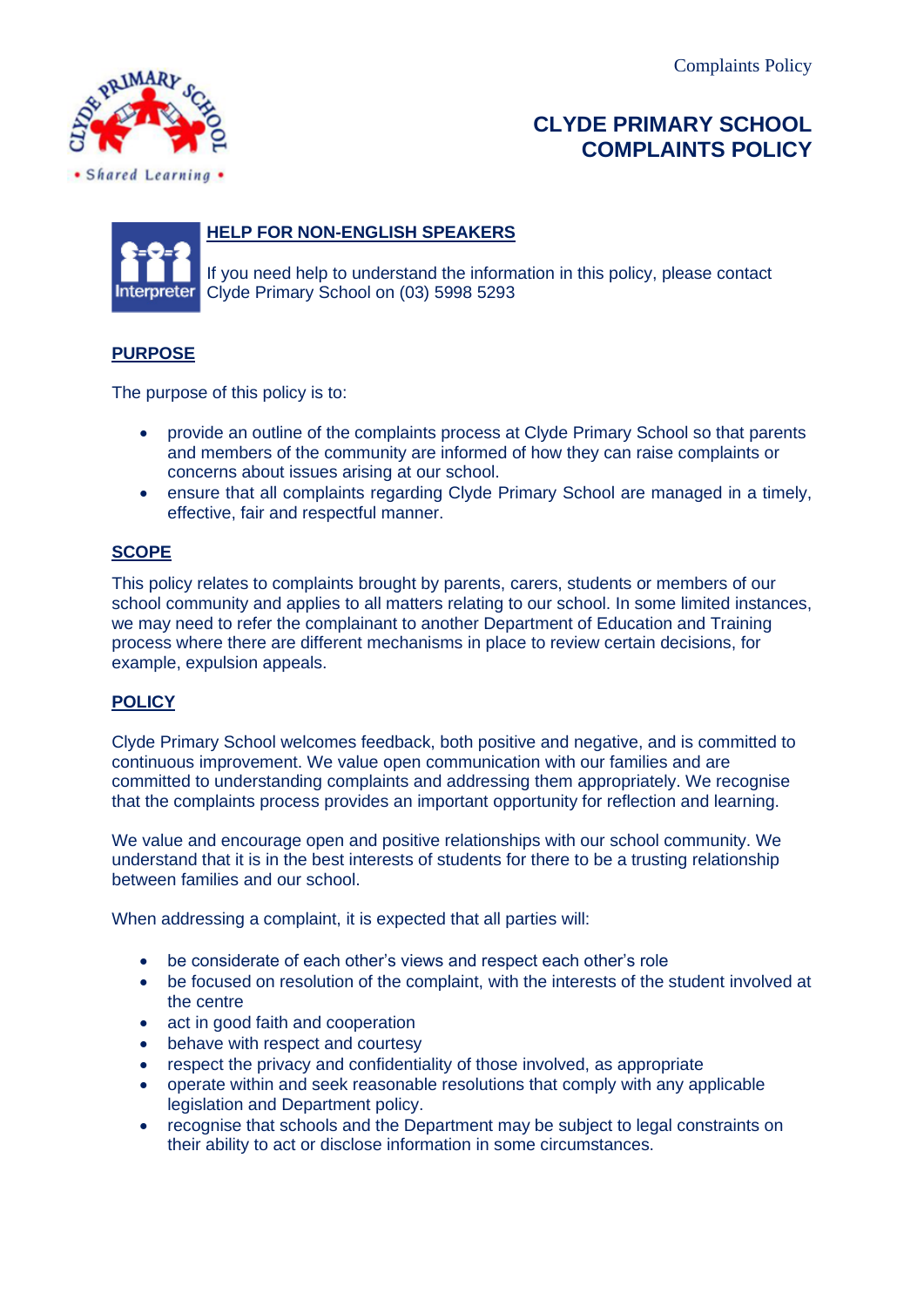# CLYDE PRIMARY SCHOOL COMPLAINTS POLICY

## HELP FOR NON-ENGLISH SPEAKERS

If you need help to understand the information in this policy, please contact Clyde Primary School on (03) 5998 5293

## PURPOSE

The purpose of this policy is to:

- provide an outline of the complaints process at Clyde Primary School so that parents and members of the community are informed of how they can raise complaints or concerns about issues arising at our school.
- ensure that all complaints regarding Clyde Primary School are managed in a timely, effective, fair and respectful manner.

## SCOPE

This policy relates to complaints brought by parents, carers, students or members of our school community and applies to all matters relating to our school. In some limited instances, we may need to refer the complainant to another Department of Education and Training process where there are different mechanisms in place to review certain decisions, for example, expulsion appeals.

## POLICY

Clyde Primary School welcomes feedback, both positive and negative, and is committed to continuous improvement. We value open communication with our families and are committed to understanding complaints and addressing them appropriately. We recognise that the complaints process provides an important opportunity for reflection and learning.

We value and encourage open and positive relationships with our school community. We understand that it is in the best interests of students for there to be a trusting relationship between families and our school.

When addressing a complaint, it is expected that all parties will:

- be considerate of each other's views and respect each other's role
- be focused on resolution of the complaint, with the interests of the student involved at the centre
- act in good faith and cooperation
- behave with respect and courtesy
- respect the privacy and confidentiality of those involved, as appropriate
- operate within and seek reasonable resolutions that comply with any applicable legislation and Department policy.
- recognise that schools and the Department may be subject to legal constraints on their ability to act or disclose information in some circumstances.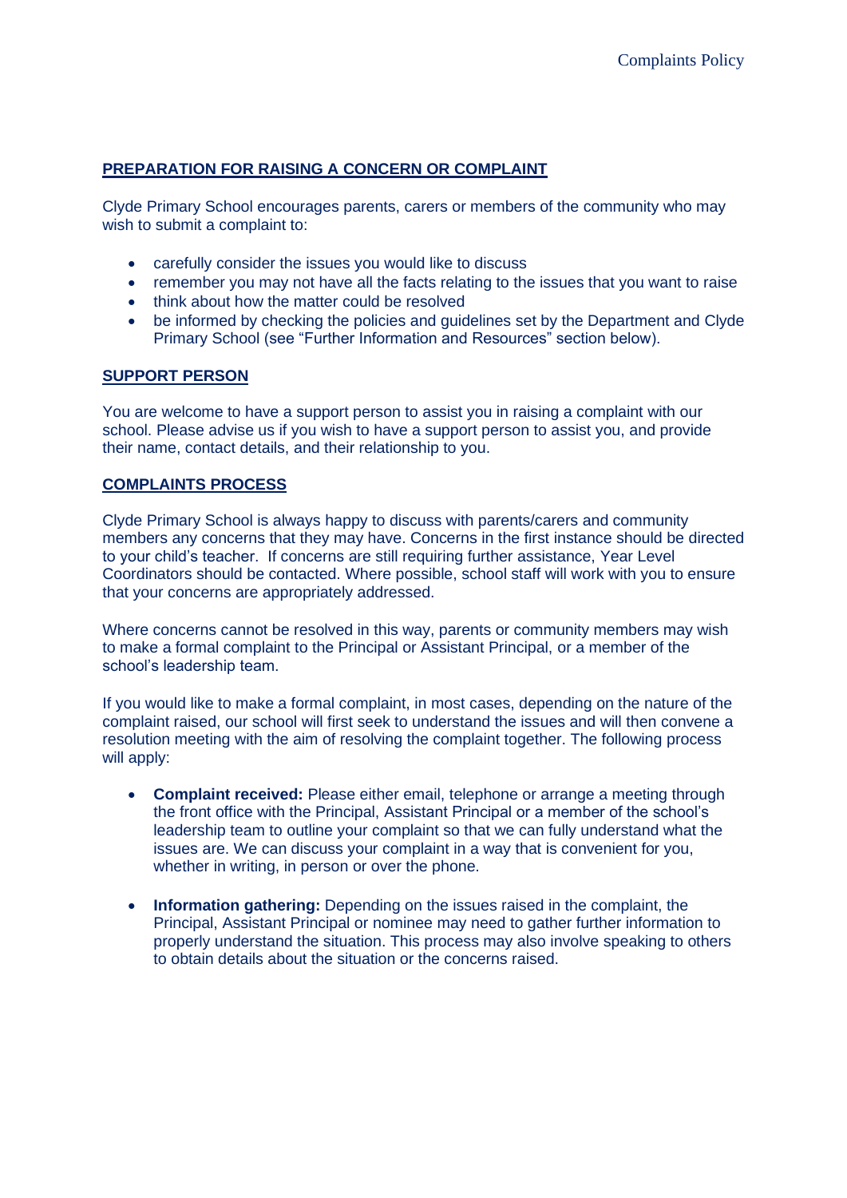## PREPARATION FOR RAISING A CONCERN OR COMPLAINT

Clyde Primary School encourages parents, carers or members of the community who may wish to submit a complaint to:

- carefully consider the issues you would like to discuss
- remember you may not have all the facts relating to the issues that you want to raise
- think about how the matter could be resolved
- be informed by checking the policies and guidelines set by the Department and Clyde Primary School (see "Further Information and Resources" section below).

## SUPPORT PERSON

You are welcome to have a support person to assist you in raising a complaint with our school. Please advise us if you wish to have a support person to assist you, and provide their name, contact details, and their relationship to you.

## COMPLAINTS PROCESS

Clyde Primary School is always happy to discuss with parents/carers and community members any concerns that they may have. Concerns in the first instance should be directed to your child's teacher. If concerns are still requiring further assistance, Year Level Coordinators should be contacted. Where possible, school staff will work with you to ensure that your concerns are appropriately addressed.

Where concerns cannot be resolved in this way, parents or community members may wish to make a formal complaint to the Principal or Assistant Principal, or a member of the school's leadership team.

If you would like to make a formal complaint, in most cases, depending on the nature of the complaint raised, our school will first seek to understand the issues and will then convene a resolution meeting with the aim of resolving the complaint together. The following process will apply:

- **Complaint received:** Please either email, telephone or arrange a meeting through the front office with the Principal, Assistant Principal or a member of the school's leadership team to outline your complaint so that we can fully understand what the issues are. We can discuss your complaint in a way that is convenient for you, whether in writing, in person or over the phone.

- **Information gathering:** Depending on the issues raised in the complaint, the Principal, Assistant Principal or nominee may need to gather further information to properly understand the situation. This process may also involve speaking to others to obtain details about the situation or the concerns raised.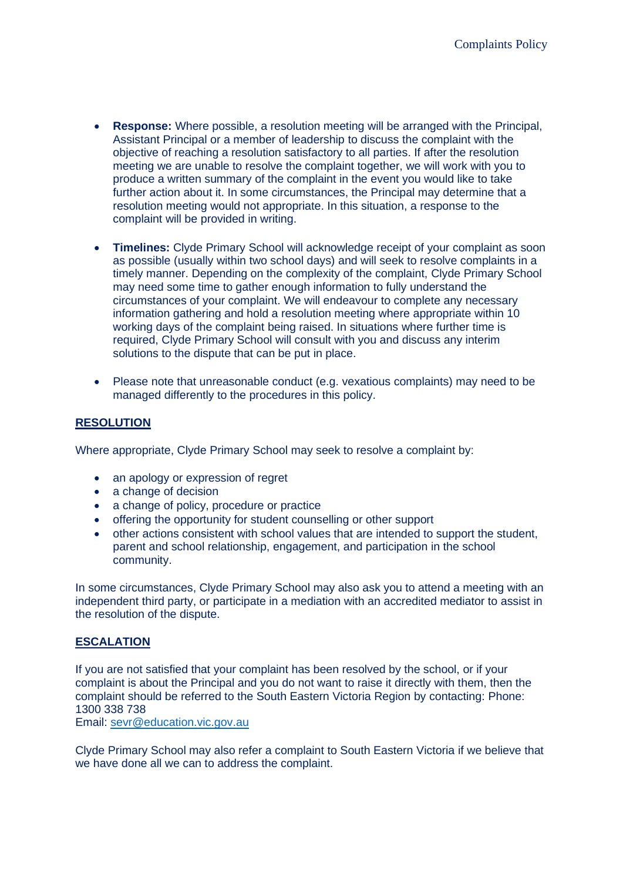- **Response:** Where possible, a resolution meeting will be arranged with the Principal, Assistant Principal or a member of leadership to discuss the complaint with the objective of reaching a resolution satisfactory to all parties. If after the resolution meeting we are unable to resolve the complaint together, we will work with you to produce a written summary of the complaint in the event you would like to take further action about it. In some circumstances, the Principal may determine that a resolution meeting would not appropriate. In this situation, a response to the complaint will be provided in writing.

- **Timelines:** Clyde Primary School will acknowledge receipt of your complaint as soon as possible (usually within two school days) and will seek to resolve complaints in a timely manner. Depending on the complexity of the complaint, Clyde Primary School may need some time to gather enough information to fully understand the circumstances of your complaint. We will endeavour to complete any necessary information gathering and hold a resolution meeting where appropriate within 10 working days of the complaint being raised. In situations where further time is required, Clyde Primary School will consult with you and discuss any interim solutions to the dispute that can be put in place.

- Please note that unreasonable conduct (e.g. vexatious complaints) may need to be managed differently to the procedures in this policy.

## RESOLUTION

Where appropriate, Clyde Primary School may seek to resolve a complaint by:

- an apology or expression of regret
- a change of decision
- a change of policy, procedure or practice
- offering the opportunity for student counselling or other support
- other actions consistent with school values that are intended to support the student, parent and school relationship, engagement, and participation in the school community.

In some circumstances, Clyde Primary School may also ask you to attend a meeting with an independent third party, or participate in a mediation with an accredited mediator to assist in the resolution of the dispute.

## ESCALATION

If you are not satisfied that your complaint has been resolved by the school, or if your complaint is about the Principal and you do not want to raise it directly with them, then the complaint should be referred to the South Eastern Victoria Region by contacting: Phone: 1300 338 738
Email: sevr@education.vic.gov.au

Clyde Primary School may also refer a complaint to South Eastern Victoria if we believe that we have done all we can to address the complaint.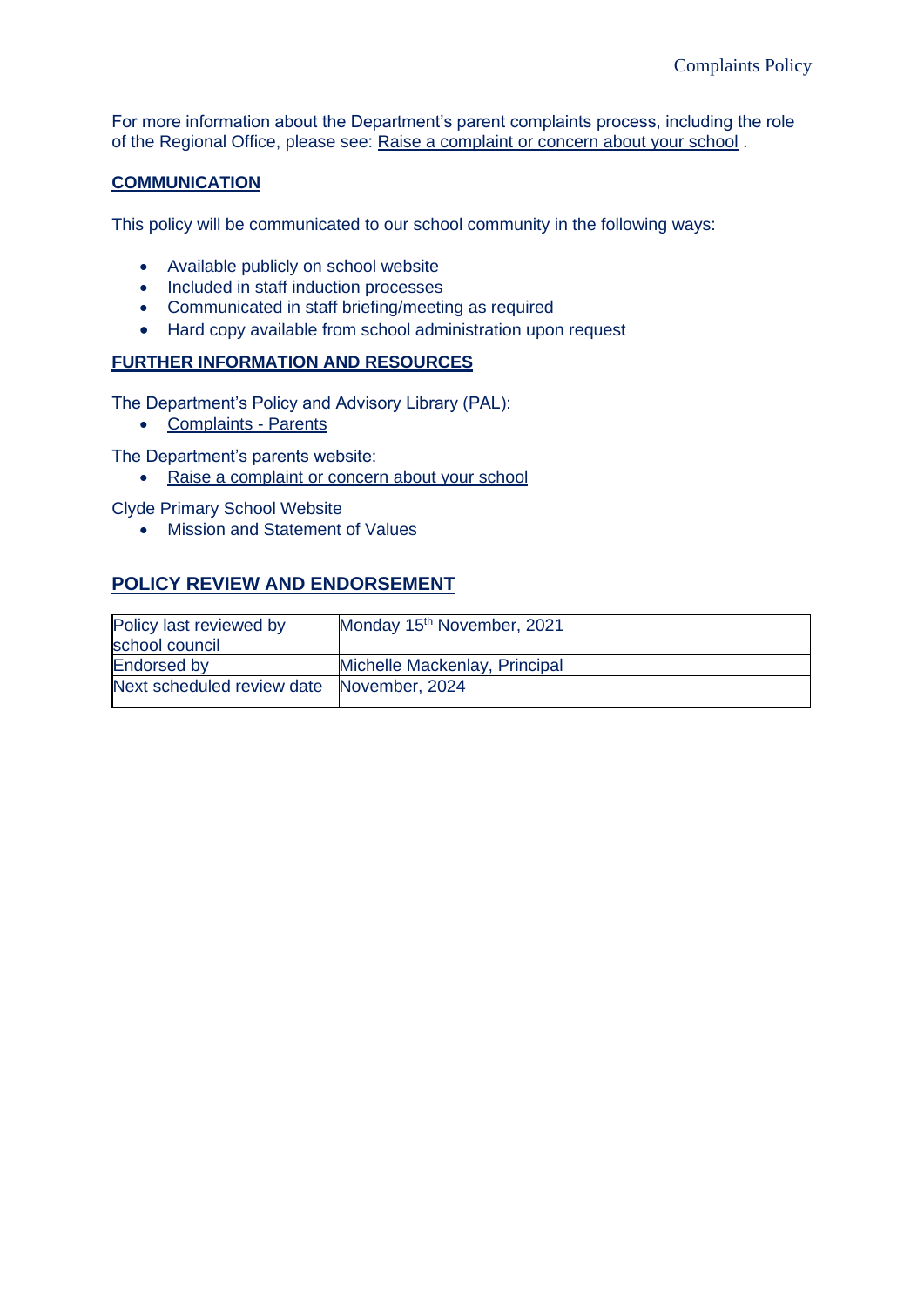For more information about the Department's parent complaints process, including the role of the Regional Office, please see: Raise a complaint or concern about your school .

## COMMUNICATION

This policy will be communicated to our school community in the following ways:

- Available publicly on school website
- Included in staff induction processes
- Communicated in staff briefing/meeting as required
- Hard copy available from school administration upon request

## FURTHER INFORMATION AND RESOURCES

The Department's Policy and Advisory Library (PAL):

- Complaints - Parents

The Department's parents website:

- Raise a complaint or concern about your school

Clyde Primary School Website

- Mission and Statement of Values

## POLICY REVIEW AND ENDORSEMENT

| | |
|---|---|
| Policy last reviewed by school council | Monday 15th November, 2021 |
| Endorsed by | Michelle Mackenlay, Principal |
| Next scheduled review date | November, 2024 |